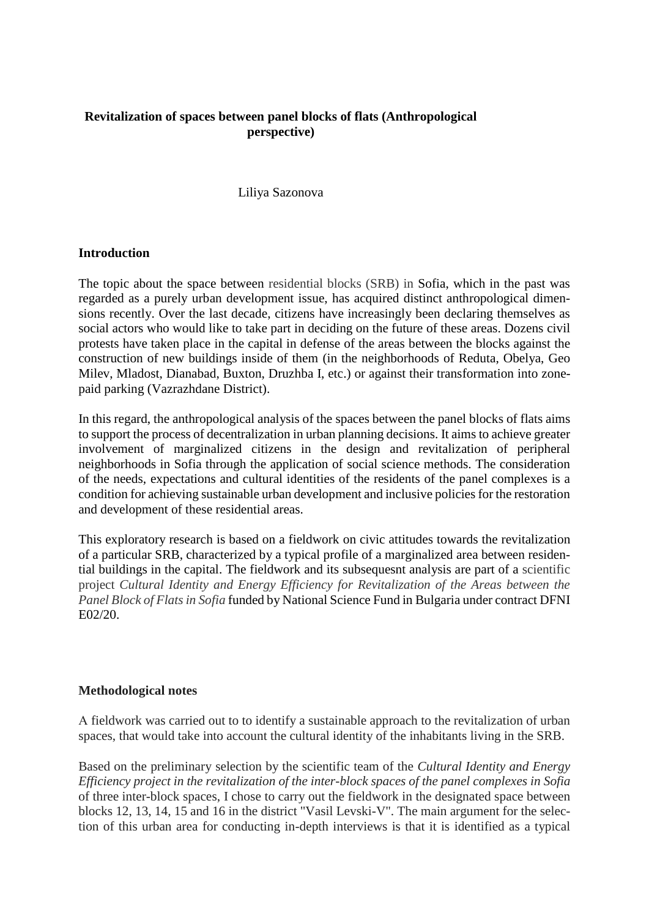# Revitalization of spaces between panel blocks of flats (Anthropological perspective)

Liliya Sazonova

## Introduction

The topic about the space between residential blocks (SRB) in Sofia, which in the past was regarded as a purely urban development issue, has acquired distinct anthropological dimensions recently. Over the last decade, citizens have increasingly been declaring themselves as social actors who would like to take part in deciding on the future of these areas. Dozens civil protests have taken place in the capital in defense of the areas between the blocks against the construction of new buildings inside of them (in the neighborhoods of Reduta, Obelya, Geo Milev, Mladost, Dianabad, Buxton, Druzhba I, etc.) or against their transformation into zone-paid parking (Vazrazhdane District).

In this regard, the anthropological analysis of the spaces between the panel blocks of flats aims to support the process of decentralization in urban planning decisions. It aims to achieve greater involvement of marginalized citizens in the design and revitalization of peripheral neighborhoods in Sofia through the application of social science methods. The consideration of the needs, expectations and cultural identities of the residents of the panel complexes is a condition for achieving sustainable urban development and inclusive policies for the restoration and development of these residential areas.

This exploratory research is based on a fieldwork on civic attitudes towards the revitalization of a particular SRB, characterized by a typical profile of a marginalized area between residential buildings in the capital. The fieldwork and its subsequesnt analysis are part of a scientific project *Cultural Identity and Energy Efficiency for Revitalization of the Areas between the Panel Block of Flats in Sofia* funded by National Science Fund in Bulgaria under contract DFNI E02/20.

## Methodological notes

A fieldwork was carried out to to identify a sustainable approach to the revitalization of urban spaces, that would take into account the cultural identity of the inhabitants living in the SRB.

Based on the preliminary selection by the scientific team of the *Cultural Identity and Energy Efficiency project in the revitalization of the inter-block spaces of the panel complexes in Sofia* of three inter-block spaces, I chose to carry out the fieldwork in the designated space between blocks 12, 13, 14, 15 and 16 in the district "Vasil Levski-V". The main argument for the selection of this urban area for conducting in-depth interviews is that it is identified as a typical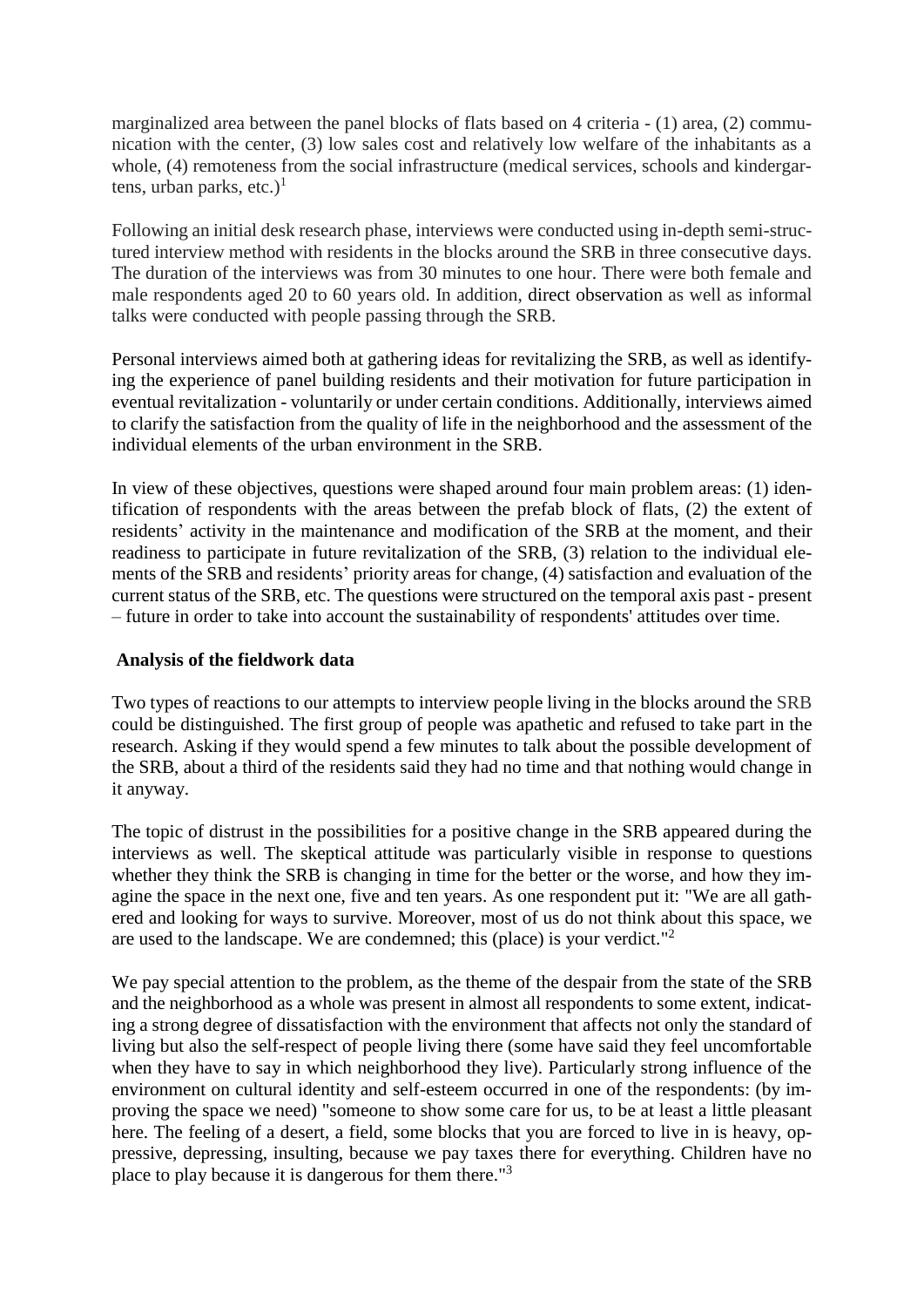marginalized area between the panel blocks of flats based on 4 criteria - (1) area, (2) communication with the center, (3) low sales cost and relatively low welfare of the inhabitants as a whole, (4) remoteness from the social infrastructure (medical services, schools and kindergartens, urban parks, etc.)[1]

Following an initial desk research phase, interviews were conducted using in-depth semi-structured interview method with residents in the blocks around the SRB in three consecutive days. The duration of the interviews was from 30 minutes to one hour. There were both female and male respondents aged 20 to 60 years old. In addition, direct observation as well as informal talks were conducted with people passing through the SRB.

Personal interviews aimed both at gathering ideas for revitalizing the SRB, as well as identifying the experience of panel building residents and their motivation for future participation in eventual revitalization - voluntarily or under certain conditions. Additionally, interviews aimed to clarify the satisfaction from the quality of life in the neighborhood and the assessment of the individual elements of the urban environment in the SRB.

In view of these objectives, questions were shaped around four main problem areas: (1) identification of respondents with the areas between the prefab block of flats, (2) the extent of residents' activity in the maintenance and modification of the SRB at the moment, and their readiness to participate in future revitalization of the SRB, (3) relation to the individual elements of the SRB and residents' priority areas for change, (4) satisfaction and evaluation of the current status of the SRB, etc. The questions were structured on the temporal axis past - present – future in order to take into account the sustainability of respondents' attitudes over time.

## Analysis of the fieldwork data

Two types of reactions to our attempts to interview people living in the blocks around the SRB could be distinguished. The first group of people was apathetic and refused to take part in the research. Asking if they would spend a few minutes to talk about the possible development of the SRB, about a third of the residents said they had no time and that nothing would change in it anyway.

The topic of distrust in the possibilities for a positive change in the SRB appeared during the interviews as well. The skeptical attitude was particularly visible in response to questions whether they think the SRB is changing in time for the better or the worse, and how they imagine the space in the next one, five and ten years. As one respondent put it: "We are all gathered and looking for ways to survive. Moreover, most of us do not think about this space, we are used to the landscape. We are condemned; this (place) is your verdict."[2]

We pay special attention to the problem, as the theme of the despair from the state of the SRB and the neighborhood as a whole was present in almost all respondents to some extent, indicating a strong degree of dissatisfaction with the environment that affects not only the standard of living but also the self-respect of people living there (some have said they feel uncomfortable when they have to say in which neighborhood they live). Particularly strong influence of the environment on cultural identity and self-esteem occurred in one of the respondents: (by improving the space we need) "someone to show some care for us, to be at least a little pleasant here. The feeling of a desert, a field, some blocks that you are forced to live in is heavy, oppressive, depressing, insulting, because we pay taxes there for everything. Children have no place to play because it is dangerous for them there."[3]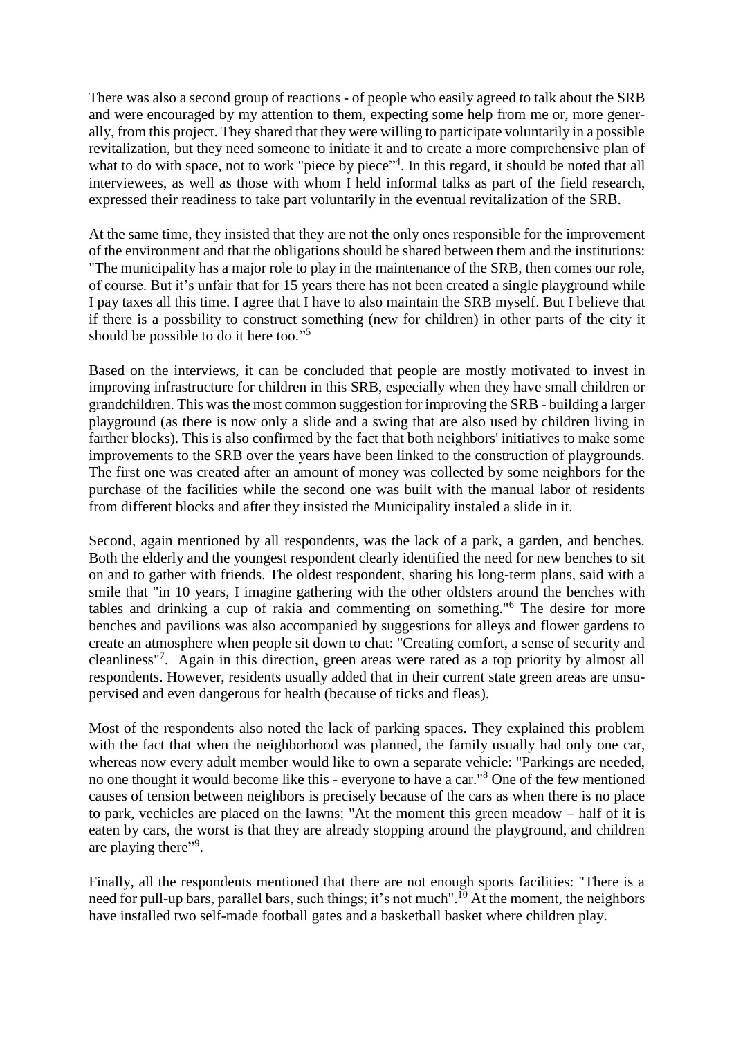There was also a second group of reactions - of people who easily agreed to talk about the SRB and were encouraged by my attention to them, expecting some help from me or, more generally, from this project. They shared that they were willing to participate voluntarily in a possible revitalization, but they need someone to initiate it and to create a more comprehensive plan of what to do with space, not to work "piece by piece"[4]. In this regard, it should be noted that all interviewees, as well as those with whom I held informal talks as part of the field research, expressed their readiness to take part voluntarily in the eventual revitalization of the SRB.

At the same time, they insisted that they are not the only ones responsible for the improvement of the environment and that the obligations should be shared between them and the institutions: "The municipality has a major role to play in the maintenance of the SRB, then comes our role, of course. But it's unfair that for 15 years there has not been created a single playground while I pay taxes all this time. I agree that I have to also maintain the SRB myself. But I believe that if there is a possbility to construct something (new for children) in other parts of the city it should be possible to do it here too."[5]

Based on the interviews, it can be concluded that people are mostly motivated to invest in improving infrastructure for children in this SRB, especially when they have small children or grandchildren. This was the most common suggestion for improving the SRB - building a larger playground (as there is now only a slide and a swing that are also used by children living in farther blocks). This is also confirmed by the fact that both neighbors' initiatives to make some improvements to the SRB over the years have been linked to the construction of playgrounds. The first one was created after an amount of money was collected by some neighbors for the purchase of the facilities while the second one was built with the manual labor of residents from different blocks and after they insisted the Municipality instaled a slide in it.

Second, again mentioned by all respondents, was the lack of a park, a garden, and benches. Both the elderly and the youngest respondent clearly identified the need for new benches to sit on and to gather with friends. The oldest respondent, sharing his long-term plans, said with a smile that "in 10 years, I imagine gathering with the other oldsters around the benches with tables and drinking a cup of rakia and commenting on something."[6] The desire for more benches and pavilions was also accompanied by suggestions for alleys and flower gardens to create an atmosphere when people sit down to chat: "Creating comfort, a sense of security and cleanliness"[7]. Again in this direction, green areas were rated as a top priority by almost all respondents. However, residents usually added that in their current state green areas are unsupervised and even dangerous for health (because of ticks and fleas).

Most of the respondents also noted the lack of parking spaces. They explained this problem with the fact that when the neighborhood was planned, the family usually had only one car, whereas now every adult member would like to own a separate vehicle: "Parkings are needed, no one thought it would become like this - everyone to have a car."[8] One of the few mentioned causes of tension between neighbors is precisely because of the cars as when there is no place to park, vechicles are placed on the lawns: "At the moment this green meadow – half of it is eaten by cars, the worst is that they are already stopping around the playground, and children are playing there"[9].

Finally, all the respondents mentioned that there are not enough sports facilities: "There is a need for pull-up bars, parallel bars, such things; it's not much".[10] At the moment, the neighbors have installed two self-made football gates and a basketball basket where children play.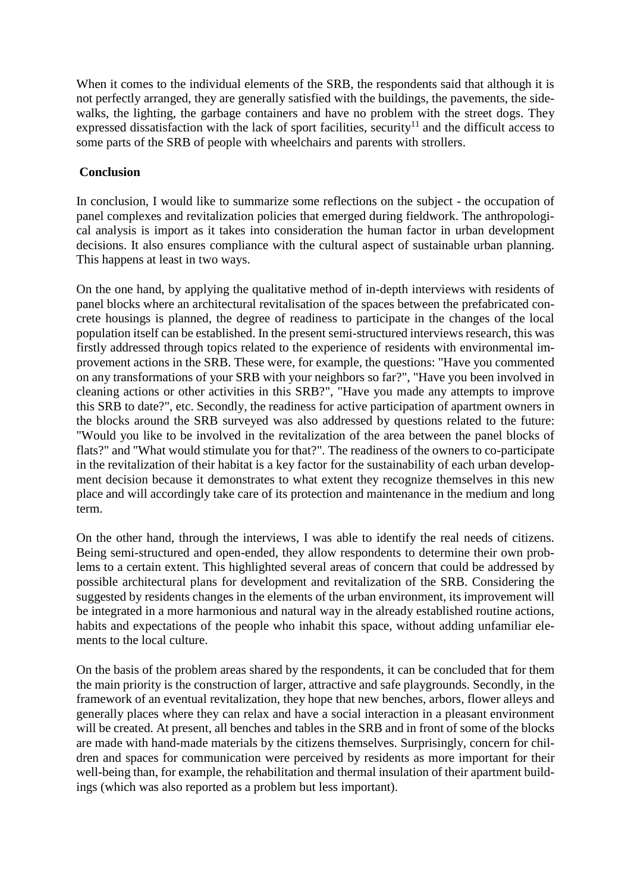When it comes to the individual elements of the SRB, the respondents said that although it is not perfectly arranged, they are generally satisfied with the buildings, the pavements, the sidewalks, the lighting, the garbage containers and have no problem with the street dogs. They expressed dissatisfaction with the lack of sport facilities, security[11] and the difficult access to some parts of the SRB of people with wheelchairs and parents with strollers.

## Conclusion

In conclusion, I would like to summarize some reflections on the subject - the occupation of panel complexes and revitalization policies that emerged during fieldwork. The anthropological analysis is import as it takes into consideration the human factor in urban development decisions. It also ensures compliance with the cultural aspect of sustainable urban planning. This happens at least in two ways.

On the one hand, by applying the qualitative method of in-depth interviews with residents of panel blocks where an architectural revitalisation of the spaces between the prefabricated concrete housings is planned, the degree of readiness to participate in the changes of the local population itself can be established. In the present semi-structured interviews research, this was firstly addressed through topics related to the experience of residents with environmental improvement actions in the SRB. These were, for example, the questions: "Have you commented on any transformations of your SRB with your neighbors so far?", "Have you been involved in cleaning actions or other activities in this SRB?", "Have you made any attempts to improve this SRB to date?", etc. Secondly, the readiness for active participation of apartment owners in the blocks around the SRB surveyed was also addressed by questions related to the future: "Would you like to be involved in the revitalization of the area between the panel blocks of flats?" and "What would stimulate you for that?". The readiness of the owners to co-participate in the revitalization of their habitat is a key factor for the sustainability of each urban development decision because it demonstrates to what extent they recognize themselves in this new place and will accordingly take care of its protection and maintenance in the medium and long term.

On the other hand, through the interviews, I was able to identify the real needs of citizens. Being semi-structured and open-ended, they allow respondents to determine their own problems to a certain extent. This highlighted several areas of concern that could be addressed by possible architectural plans for development and revitalization of the SRB. Considering the suggested by residents changes in the elements of the urban environment, its improvement will be integrated in a more harmonious and natural way in the already established routine actions, habits and expectations of the people who inhabit this space, without adding unfamiliar elements to the local culture.

On the basis of the problem areas shared by the respondents, it can be concluded that for them the main priority is the construction of larger, attractive and safe playgrounds. Secondly, in the framework of an eventual revitalization, they hope that new benches, arbors, flower alleys and generally places where they can relax and have a social interaction in a pleasant environment will be created. At present, all benches and tables in the SRB and in front of some of the blocks are made with hand-made materials by the citizens themselves. Surprisingly, concern for children and spaces for communication were perceived by residents as more important for their well-being than, for example, the rehabilitation and thermal insulation of their apartment buildings (which was also reported as a problem but less important).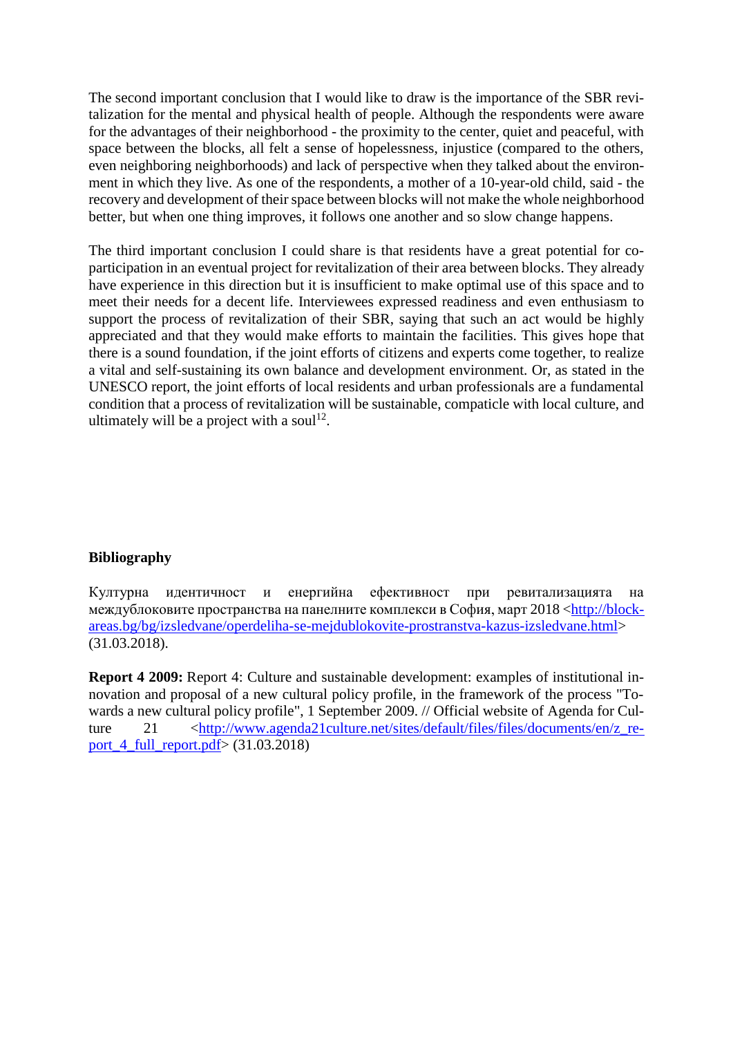The second important conclusion that I would like to draw is the importance of the SBR revitalization for the mental and physical health of people. Although the respondents were aware for the advantages of their neighborhood - the proximity to the center, quiet and peaceful, with space between the blocks, all felt a sense of hopelessness, injustice (compared to the others, even neighboring neighborhoods) and lack of perspective when they talked about the environment in which they live. As one of the respondents, a mother of a 10-year-old child, said - the recovery and development of their space between blocks will not make the whole neighborhood better, but when one thing improves, it follows one another and so slow change happens.

The third important conclusion I could share is that residents have a great potential for co-participation in an eventual project for revitalization of their area between blocks. They already have experience in this direction but it is insufficient to make optimal use of this space and to meet their needs for a decent life. Interviewees expressed readiness and even enthusiasm to support the process of revitalization of their SBR, saying that such an act would be highly appreciated and that they would make efforts to maintain the facilities. This gives hope that there is a sound foundation, if the joint efforts of citizens and experts come together, to realize a vital and self-sustaining its own balance and development environment. Or, as stated in the UNESCO report, the joint efforts of local residents and urban professionals are a fundamental condition that a process of revitalization will be sustainable, compaticle with local culture, and ultimately will be a project with a soul[12].

**Bibliography**

Културна идентичност и енергийна ефективност при ревитализацията на междублоковите пространства на панелните комплекси в София, март 2018 <http://block-areas.bg/bg/izsledvane/operdeliha-se-mejdublokovite-prostranstva-kazus-izsledvane.html> (31.03.2018).

**Report 4 2009:** Report 4: Culture and sustainable development: examples of institutional innovation and proposal of a new cultural policy profile, in the framework of the process "Towards a new cultural policy profile", 1 September 2009. // Official website of Agenda for Culture 21 <http://www.agenda21culture.net/sites/default/files/files/documents/en/z_report_4_full_report.pdf> (31.03.2018)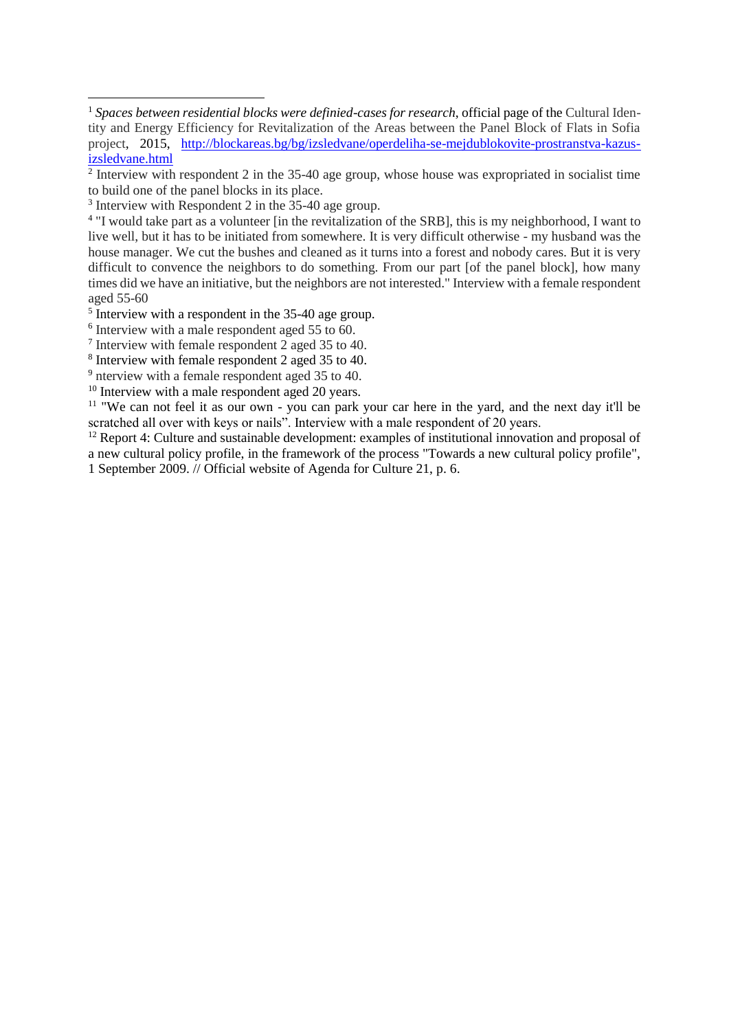[1] *Spaces between residential blocks were definied-cases for research*, official page of the Cultural Identity and Energy Efficiency for Revitalization of the Areas between the Panel Block of Flats in Sofia project, 2015, [http://blockareas.bg/bg/izsledvane/operdeliha-se-mejdublokovite-prostranstva-kazus-izsledvane.html](http://blockareas.bg/bg/izsledvane/operdeliha-se-mejdublokovite-prostranstva-kazus-izsledvane.html)

[2] Interview with respondent 2 in the 35-40 age group, whose house was expropriated in socialist time to build one of the panel blocks in its place.

[3] Interview with Respondent 2 in the 35-40 age group.

[4] "I would take part as a volunteer [in the revitalization of the SRB], this is my neighborhood, I want to live well, but it has to be initiated from somewhere. It is very difficult otherwise - my husband was the house manager. We cut the bushes and cleaned as it turns into a forest and nobody cares. But it is very difficult to convence the neighbors to do something. From our part [of the panel block], how many times did we have an initiative, but the neighbors are not interested." Interview with a female respondent aged 55-60

[5] Interview with a respondent in the 35-40 age group.

[6] Interview with a male respondent aged 55 to 60.

[7] Interview with female respondent 2 aged 35 to 40.

[8] Interview with female respondent 2 aged 35 to 40.

[9] nterview with a female respondent aged 35 to 40.

[10] Interview with a male respondent aged 20 years.

[11] "We can not feel it as our own - you can park your car here in the yard, and the next day it'll be scratched all over with keys or nails". Interview with a male respondent of 20 years.

[12] Report 4: Culture and sustainable development: examples of institutional innovation and proposal of a new cultural policy profile, in the framework of the process "Towards a new cultural policy profile", 1 September 2009. // Official website of Agenda for Culture 21, p. 6.